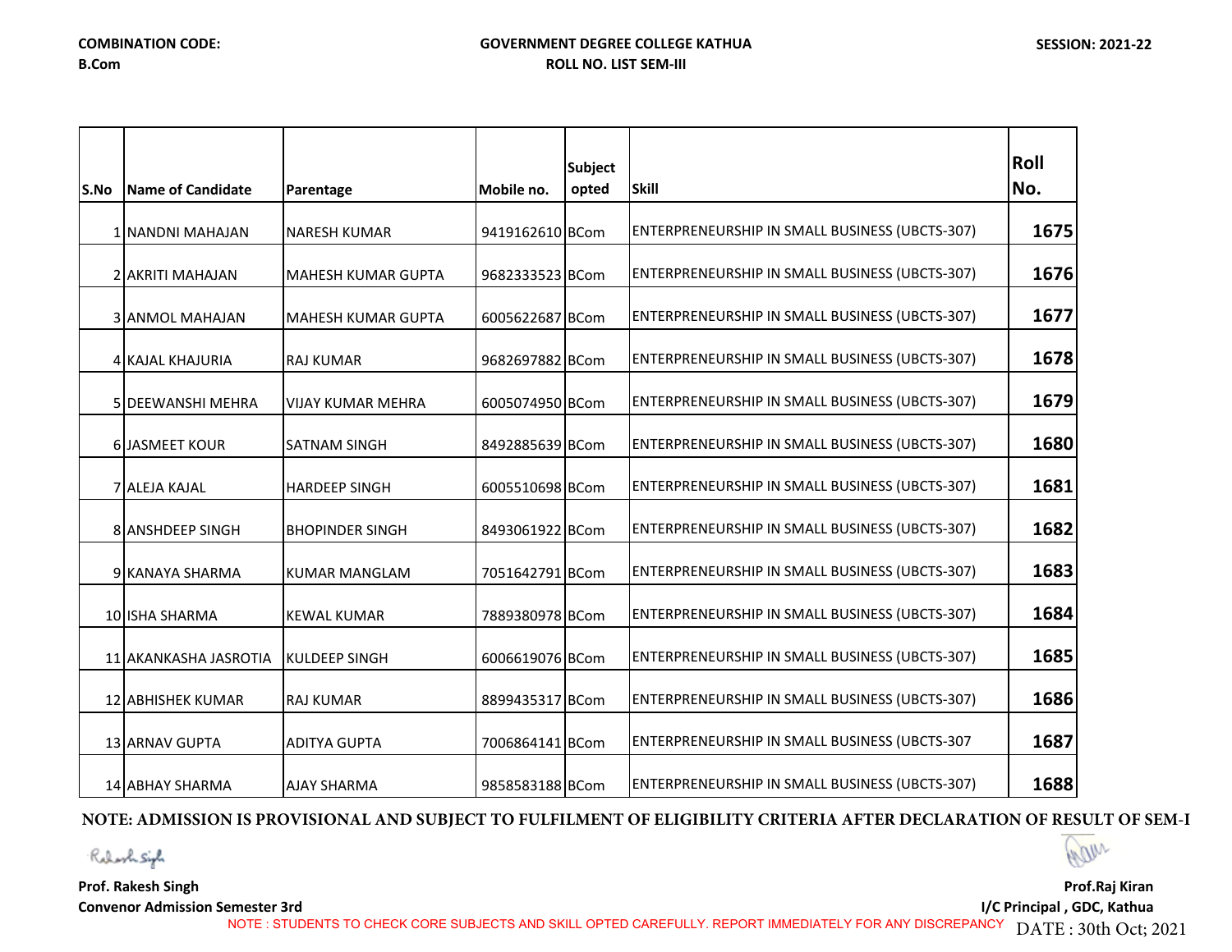**COMBINATION CODE:**
**B.Com**

**GOVERNMENT DEGREE COLLEGE KATHUA**
**ROLL NO. LIST SEM-III**

**SESSION: 2021-22**

| S.No | Name of Candidate | Parentage | Mobile no. | Subject opted | Skill | Roll No. |
|---|---|---|---|---|---|---|
| 1 | NANDNI MAHAJAN | NARESH KUMAR | 9419162610 | BCom | ENTERPRENEURSHIP IN SMALL BUSINESS (UBCTS-307) | 1675 |
| 2 | AKRITI MAHAJAN | MAHESH KUMAR GUPTA | 9682333523 | BCom | ENTERPRENEURSHIP IN SMALL BUSINESS (UBCTS-307) | 1676 |
| 3 | ANMOL MAHAJAN | MAHESH KUMAR GUPTA | 6005622687 | BCom | ENTERPRENEURSHIP IN SMALL BUSINESS (UBCTS-307) | 1677 |
| 4 | KAJAL KHAJURIA | RAJ KUMAR | 9682697882 | BCom | ENTERPRENEURSHIP IN SMALL BUSINESS (UBCTS-307) | 1678 |
| 5 | DEEWANSHI MEHRA | VIJAY KUMAR MEHRA | 6005074950 | BCom | ENTERPRENEURSHIP IN SMALL BUSINESS (UBCTS-307) | 1679 |
| 6 | JASMEET KOUR | SATNAM SINGH | 8492885639 | BCom | ENTERPRENEURSHIP IN SMALL BUSINESS (UBCTS-307) | 1680 |
| 7 | ALEJA KAJAL | HARDEEP SINGH | 6005510698 | BCom | ENTERPRENEURSHIP IN SMALL BUSINESS (UBCTS-307) | 1681 |
| 8 | ANSHDEEP SINGH | BHOPINDER SINGH | 8493061922 | BCom | ENTERPRENEURSHIP IN SMALL BUSINESS (UBCTS-307) | 1682 |
| 9 | KANAYA SHARMA | KUMAR MANGLAM | 7051642791 | BCom | ENTERPRENEURSHIP IN SMALL BUSINESS (UBCTS-307) | 1683 |
| 10 | ISHA SHARMA | KEWAL KUMAR | 7889380978 | BCom | ENTERPRENEURSHIP IN SMALL BUSINESS (UBCTS-307) | 1684 |
| 11 | AKANKASHA JASROTIA | KULDEEP SINGH | 6006619076 | BCom | ENTERPRENEURSHIP IN SMALL BUSINESS (UBCTS-307) | 1685 |
| 12 | ABHISHEK KUMAR | RAJ KUMAR | 8899435317 | BCom | ENTERPRENEURSHIP IN SMALL BUSINESS (UBCTS-307) | 1686 |
| 13 | ARNAV GUPTA | ADITYA GUPTA | 7006864141 | BCom | ENTERPRENEURSHIP IN SMALL BUSINESS (UBCTS-307 | 1687 |
| 14 | ABHAY SHARMA | AJAY SHARMA | 9858583188 | BCom | ENTERPRENEURSHIP IN SMALL BUSINESS (UBCTS-307) | 1688 |

**NOTE: ADMISSION IS PROVISIONAL AND SUBJECT TO FULFILMENT OF ELIGIBILITY CRITERIA AFTER DECLARATION OF RESULT OF SEM-I**

**Prof. Rakesh Singh**
**Convenor Admission Semester 3rd**

**Prof.Raj Kiran**
**I/C Principal , GDC, Kathua**

NOTE : STUDENTS TO CHECK CORE SUBJECTS AND SKILL OPTED CAREFULLY. REPORT IMMEDIATELY FOR ANY DISCREPANCY

DATE : 30th Oct; 2021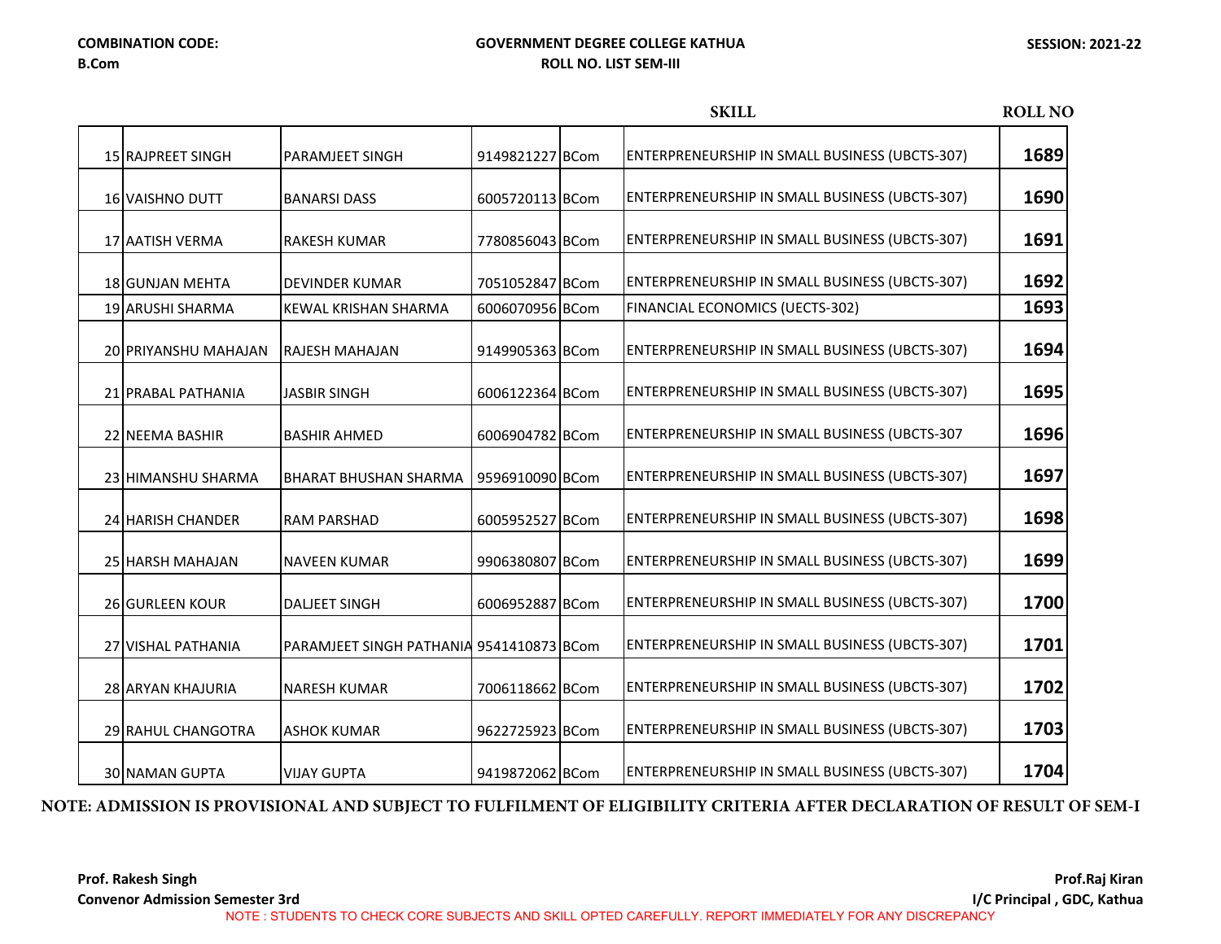**COMBINATION CODE:**
**B.Com**

**GOVERNMENT DEGREE COLLEGE KATHUA**
**ROLL NO. LIST SEM-III**

**SESSION: 2021-22**

| | | | | | SKILL | ROLL NO |
|---|---|---|---|---|---|---|
| 15 | RAJPREET SINGH | PARAMJEET SINGH | 9149821227 | BCom | ENTERPRENEURSHIP IN SMALL BUSINESS (UBCTS-307) | **1689** |
| 16 | VAISHNO DUTT | BANARSI DASS | 6005720113 | BCom | ENTERPRENEURSHIP IN SMALL BUSINESS (UBCTS-307) | **1690** |
| 17 | AATISH VERMA | RAKESH KUMAR | 7780856043 | BCom | ENTERPRENEURSHIP IN SMALL BUSINESS (UBCTS-307) | **1691** |
| 18 | GUNJAN MEHTA | DEVINDER KUMAR | 7051052847 | BCom | ENTERPRENEURSHIP IN SMALL BUSINESS (UBCTS-307) | **1692** |
| 19 | ARUSHI SHARMA | KEWAL KRISHAN SHARMA | 6006070956 | BCom | FINANCIAL ECONOMICS (UECTS-302) | **1693** |
| 20 | PRIYANSHU MAHAJAN | RAJESH MAHAJAN | 9149905363 | BCom | ENTERPRENEURSHIP IN SMALL BUSINESS (UBCTS-307) | **1694** |
| 21 | PRABAL PATHANIA | JASBIR SINGH | 6006122364 | BCom | ENTERPRENEURSHIP IN SMALL BUSINESS (UBCTS-307) | **1695** |
| 22 | NEEMA BASHIR | BASHIR AHMED | 6006904782 | BCom | ENTERPRENEURSHIP IN SMALL BUSINESS (UBCTS-307 | **1696** |
| 23 | HIMANSHU SHARMA | BHARAT BHUSHAN SHARMA | 9596910090 | BCom | ENTERPRENEURSHIP IN SMALL BUSINESS (UBCTS-307) | **1697** |
| 24 | HARISH CHANDER | RAM PARSHAD | 6005952527 | BCom | ENTERPRENEURSHIP IN SMALL BUSINESS (UBCTS-307) | **1698** |
| 25 | HARSH MAHAJAN | NAVEEN KUMAR | 9906380807 | BCom | ENTERPRENEURSHIP IN SMALL BUSINESS (UBCTS-307) | **1699** |
| 26 | GURLEEN KOUR | DALJEET SINGH | 6006952887 | BCom | ENTERPRENEURSHIP IN SMALL BUSINESS (UBCTS-307) | **1700** |
| 27 | VISHAL PATHANIA | PARAMJEET SINGH PATHANIA | 9541410873 | BCom | ENTERPRENEURSHIP IN SMALL BUSINESS (UBCTS-307) | **1701** |
| 28 | ARYAN KHAJURIA | NARESH KUMAR | 7006118662 | BCom | ENTERPRENEURSHIP IN SMALL BUSINESS (UBCTS-307) | **1702** |
| 29 | RAHUL CHANGOTRA | ASHOK KUMAR | 9622725923 | BCom | ENTERPRENEURSHIP IN SMALL BUSINESS (UBCTS-307) | **1703** |
| 30 | NAMAN GUPTA | VIJAY GUPTA | 9419872062 | BCom | ENTERPRENEURSHIP IN SMALL BUSINESS (UBCTS-307) | **1704** |

**NOTE: ADMISSION IS PROVISIONAL AND SUBJECT TO FULFILMENT OF ELIGIBILITY CRITERIA AFTER DECLARATION OF RESULT OF SEM-I**

**Prof. Rakesh Singh**
**Convenor Admission Semester 3rd**

**Prof.Raj Kiran**
**I/C Principal , GDC, Kathua**

NOTE : STUDENTS TO CHECK CORE SUBJECTS AND SKILL OPTED CAREFULLY. REPORT IMMEDIATELY FOR ANY DISCREPANCY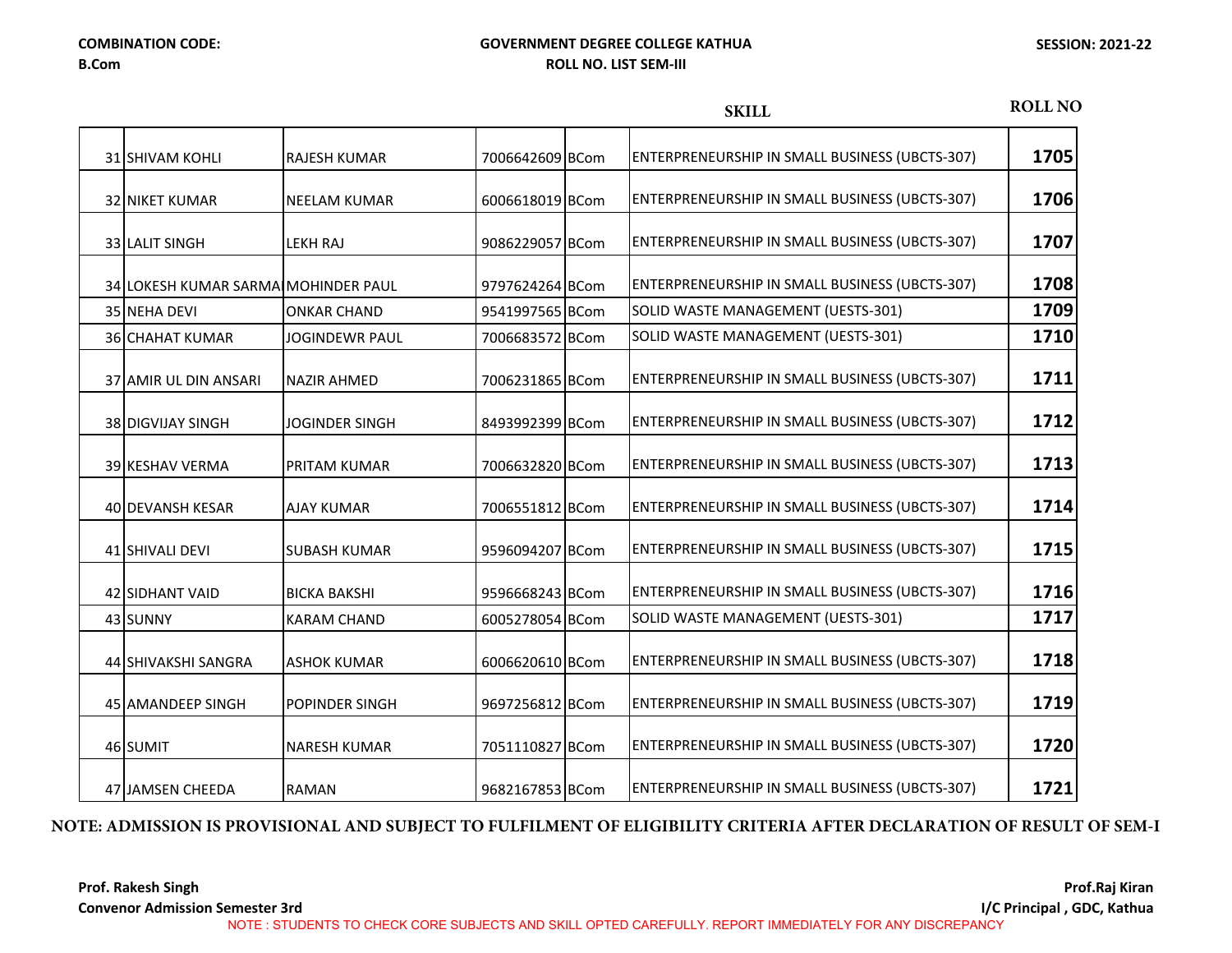**COMBINATION CODE:**
**B.Com**

**GOVERNMENT DEGREE COLLEGE KATHUA**
**ROLL NO. LIST SEM-III**

**SESSION: 2021-22**

| | | | | | SKILL | ROLL NO |
|---|---|---|---|---|---|---|
| 31 | SHIVAM KOHLI | RAJESH KUMAR | 7006642609 | BCom | ENTERPRENEURSHIP IN SMALL BUSINESS (UBCTS-307) | 1705 |
| 32 | NIKET KUMAR | NEELAM KUMAR | 6006618019 | BCom | ENTERPRENEURSHIP IN SMALL BUSINESS (UBCTS-307) | 1706 |
| 33 | LALIT SINGH | LEKH RAJ | 9086229057 | BCom | ENTERPRENEURSHIP IN SMALL BUSINESS (UBCTS-307) | 1707 |
| 34 | LOKESH KUMAR SARMA | MOHINDER PAUL | 9797624264 | BCom | ENTERPRENEURSHIP IN SMALL BUSINESS (UBCTS-307) | 1708 |
| 35 | NEHA DEVI | ONKAR CHAND | 9541997565 | BCom | SOLID WASTE MANAGEMENT (UESTS-301) | 1709 |
| 36 | CHAHAT KUMAR | JOGINDEWR PAUL | 7006683572 | BCom | SOLID WASTE MANAGEMENT (UESTS-301) | 1710 |
| 37 | AMIR UL DIN ANSARI | NAZIR AHMED | 7006231865 | BCom | ENTERPRENEURSHIP IN SMALL BUSINESS (UBCTS-307) | 1711 |
| 38 | DIGVIJAY SINGH | JOGINDER SINGH | 8493992399 | BCom | ENTERPRENEURSHIP IN SMALL BUSINESS (UBCTS-307) | 1712 |
| 39 | KESHAV VERMA | PRITAM KUMAR | 7006632820 | BCom | ENTERPRENEURSHIP IN SMALL BUSINESS (UBCTS-307) | 1713 |
| 40 | DEVANSH KESAR | AJAY KUMAR | 7006551812 | BCom | ENTERPRENEURSHIP IN SMALL BUSINESS (UBCTS-307) | 1714 |
| 41 | SHIVALI DEVI | SUBASH KUMAR | 9596094207 | BCom | ENTERPRENEURSHIP IN SMALL BUSINESS (UBCTS-307) | 1715 |
| 42 | SIDHANT VAID | BICKA BAKSHI | 9596668243 | BCom | ENTERPRENEURSHIP IN SMALL BUSINESS (UBCTS-307) | 1716 |
| 43 | SUNNY | KARAM CHAND | 6005278054 | BCom | SOLID WASTE MANAGEMENT (UESTS-301) | 1717 |
| 44 | SHIVAKSHI SANGRA | ASHOK KUMAR | 6006620610 | BCom | ENTERPRENEURSHIP IN SMALL BUSINESS (UBCTS-307) | 1718 |
| 45 | AMANDEEP SINGH | POPINDER SINGH | 9697256812 | BCom | ENTERPRENEURSHIP IN SMALL BUSINESS (UBCTS-307) | 1719 |
| 46 | SUMIT | NARESH KUMAR | 7051110827 | BCom | ENTERPRENEURSHIP IN SMALL BUSINESS (UBCTS-307) | 1720 |
| 47 | JAMSEN CHEEDA | RAMAN | 9682167853 | BCom | ENTERPRENEURSHIP IN SMALL BUSINESS (UBCTS-307) | 1721 |

**NOTE: ADMISSION IS PROVISIONAL AND SUBJECT TO FULFILMENT OF ELIGIBILITY CRITERIA AFTER DECLARATION OF RESULT OF SEM-I**

**Prof. Rakesh Singh**
**Convenor Admission Semester 3rd**

**Prof.Raj Kiran**
**I/C Principal , GDC, Kathua**

NOTE : STUDENTS TO CHECK CORE SUBJECTS AND SKILL OPTED CAREFULLY. REPORT IMMEDIATELY FOR ANY DISCREPANCY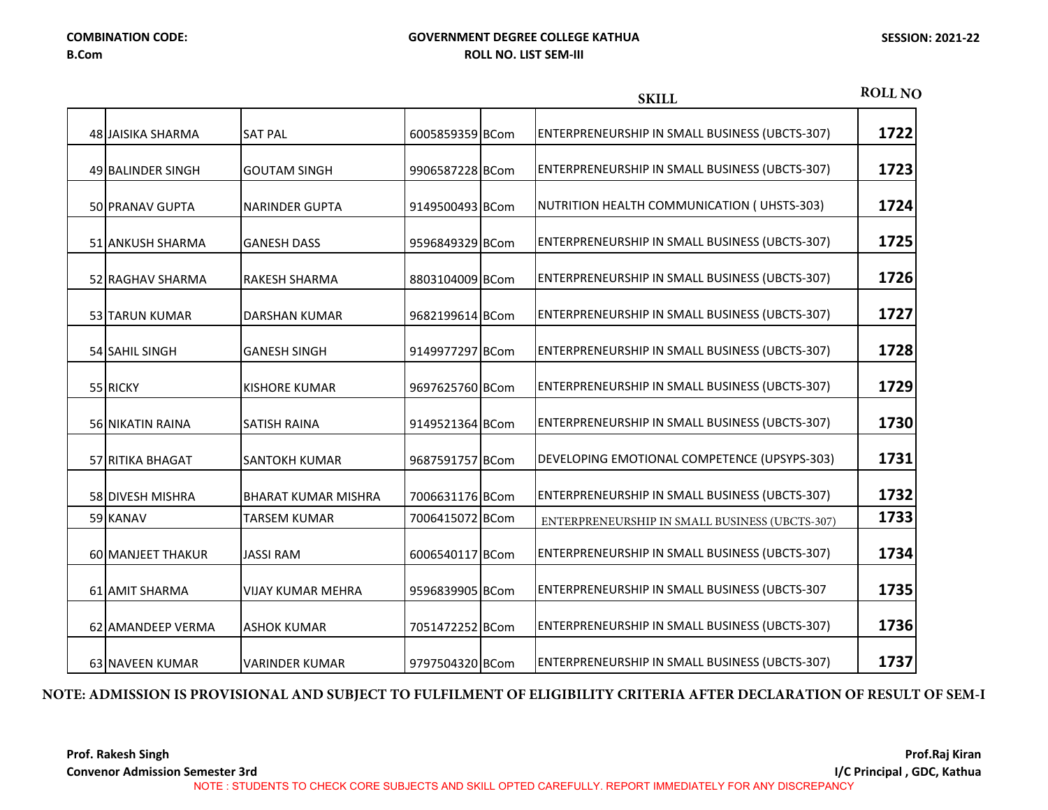**COMBINATION CODE:**
**B.Com**

**GOVERNMENT DEGREE COLLEGE KATHUA**
**ROLL NO. LIST SEM-III**

**SESSION: 2021-22**

| | | | | | SKILL | ROLL NO |
|---|---|---|---|---|---|---|
| 48 | JAISIKA SHARMA | SAT PAL | 6005859359 | BCom | ENTERPRENEURSHIP IN SMALL BUSINESS (UBCTS-307) | **1722** |
| 49 | BALINDER SINGH | GOUTAM SINGH | 9906587228 | BCom | ENTERPRENEURSHIP IN SMALL BUSINESS (UBCTS-307) | **1723** |
| 50 | PRANAV GUPTA | NARINDER GUPTA | 9149500493 | BCom | NUTRITION HEALTH COMMUNICATION ( UHSTS-303) | **1724** |
| 51 | ANKUSH SHARMA | GANESH DASS | 9596849329 | BCom | ENTERPRENEURSHIP IN SMALL BUSINESS (UBCTS-307) | **1725** |
| 52 | RAGHAV SHARMA | RAKESH SHARMA | 8803104009 | BCom | ENTERPRENEURSHIP IN SMALL BUSINESS (UBCTS-307) | **1726** |
| 53 | TARUN KUMAR | DARSHAN KUMAR | 9682199614 | BCom | ENTERPRENEURSHIP IN SMALL BUSINESS (UBCTS-307) | **1727** |
| 54 | SAHIL SINGH | GANESH SINGH | 9149977297 | BCom | ENTERPRENEURSHIP IN SMALL BUSINESS (UBCTS-307) | **1728** |
| 55 | RICKY | KISHORE KUMAR | 9697625760 | BCom | ENTERPRENEURSHIP IN SMALL BUSINESS (UBCTS-307) | **1729** |
| 56 | NIKATIN RAINA | SATISH RAINA | 9149521364 | BCom | ENTERPRENEURSHIP IN SMALL BUSINESS (UBCTS-307) | **1730** |
| 57 | RITIKA BHAGAT | SANTOKH KUMAR | 9687591757 | BCom | DEVELOPING EMOTIONAL COMPETENCE (UPSYPS-303) | **1731** |
| 58 | DIVESH MISHRA | BHARAT KUMAR MISHRA | 7006631176 | BCom | ENTERPRENEURSHIP IN SMALL BUSINESS (UBCTS-307) | **1732** |
| 59 | KANAV | TARSEM KUMAR | 7006415072 | BCom | ENTERPRENEURSHIP IN SMALL BUSINESS (UBCTS-307) | **1733** |
| 60 | MANJEET THAKUR | JASSI RAM | 6006540117 | BCom | ENTERPRENEURSHIP IN SMALL BUSINESS (UBCTS-307) | **1734** |
| 61 | AMIT SHARMA | VIJAY KUMAR MEHRA | 9596839905 | BCom | ENTERPRENEURSHIP IN SMALL BUSINESS (UBCTS-307 | **1735** |
| 62 | AMANDEEP VERMA | ASHOK KUMAR | 7051472252 | BCom | ENTERPRENEURSHIP IN SMALL BUSINESS (UBCTS-307) | **1736** |
| 63 | NAVEEN KUMAR | VARINDER KUMAR | 9797504320 | BCom | ENTERPRENEURSHIP IN SMALL BUSINESS (UBCTS-307) | **1737** |

**NOTE: ADMISSION IS PROVISIONAL AND SUBJECT TO FULFILMENT OF ELIGIBILITY CRITERIA AFTER DECLARATION OF RESULT OF SEM-I**

**Prof. Rakesh Singh**
**Convenor Admission Semester 3rd**

**Prof.Raj Kiran**
**I/C Principal , GDC, Kathua**

NOTE : STUDENTS TO CHECK CORE SUBJECTS AND SKILL OPTED CAREFULLY. REPORT IMMEDIATELY FOR ANY DISCREPANCY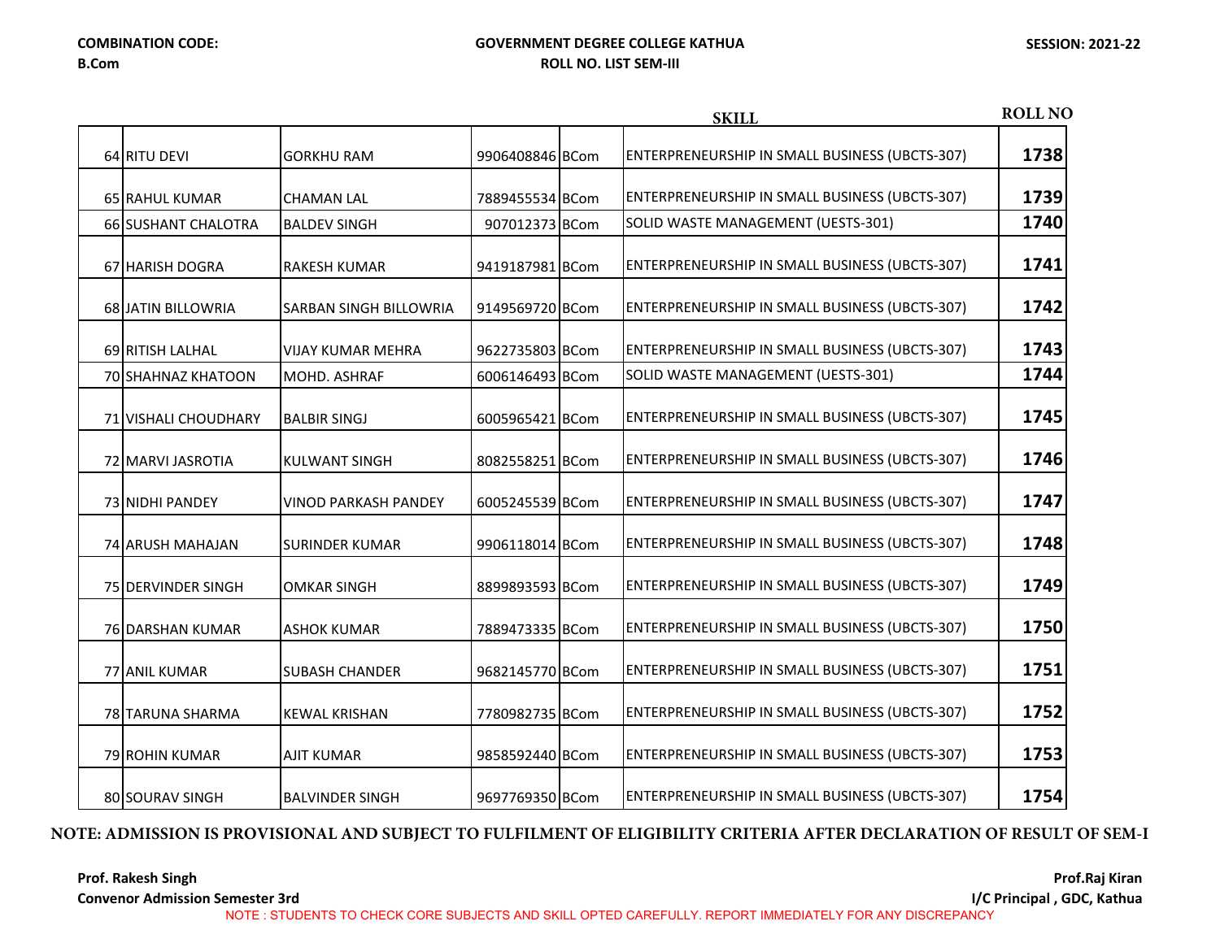**COMBINATION CODE:**
**B.Com**

**GOVERNMENT DEGREE COLLEGE KATHUA**
**ROLL NO. LIST SEM-III**

**SESSION: 2021-22**

| | | | | | SKILL | ROLL NO |
|---|---|---|---|---|---|---|
| 64 | RITU DEVI | GORKHU RAM | 9906408846 | BCom | ENTERPRENEURSHIP IN SMALL BUSINESS (UBCTS-307) | **1738** |
| 65 | RAHUL KUMAR | CHAMAN LAL | 7889455534 | BCom | ENTERPRENEURSHIP IN SMALL BUSINESS (UBCTS-307) | **1739** |
| 66 | SUSHANT CHALOTRA | BALDEV SINGH | 907012373 | BCom | SOLID WASTE MANAGEMENT (UESTS-301) | **1740** |
| 67 | HARISH DOGRA | RAKESH KUMAR | 9419187981 | BCom | ENTERPRENEURSHIP IN SMALL BUSINESS (UBCTS-307) | **1741** |
| 68 | JATIN BILLOWRIA | SARBAN SINGH BILLOWRIA | 9149569720 | BCom | ENTERPRENEURSHIP IN SMALL BUSINESS (UBCTS-307) | **1742** |
| 69 | RITISH LALHAL | VIJAY KUMAR MEHRA | 9622735803 | BCom | ENTERPRENEURSHIP IN SMALL BUSINESS (UBCTS-307) | **1743** |
| 70 | SHAHNAZ KHATOON | MOHD. ASHRAF | 6006146493 | BCom | SOLID WASTE MANAGEMENT (UESTS-301) | **1744** |
| 71 | VISHALI CHOUDHARY | BALBIR SINGJ | 6005965421 | BCom | ENTERPRENEURSHIP IN SMALL BUSINESS (UBCTS-307) | **1745** |
| 72 | MARVI JASROTIA | KULWANT SINGH | 8082558251 | BCom | ENTERPRENEURSHIP IN SMALL BUSINESS (UBCTS-307) | **1746** |
| 73 | NIDHI PANDEY | VINOD PARKASH PANDEY | 6005245539 | BCom | ENTERPRENEURSHIP IN SMALL BUSINESS (UBCTS-307) | **1747** |
| 74 | ARUSH MAHAJAN | SURINDER KUMAR | 9906118014 | BCom | ENTERPRENEURSHIP IN SMALL BUSINESS (UBCTS-307) | **1748** |
| 75 | DERVINDER SINGH | OMKAR SINGH | 8899893593 | BCom | ENTERPRENEURSHIP IN SMALL BUSINESS (UBCTS-307) | **1749** |
| 76 | DARSHAN KUMAR | ASHOK KUMAR | 7889473335 | BCom | ENTERPRENEURSHIP IN SMALL BUSINESS (UBCTS-307) | **1750** |
| 77 | ANIL KUMAR | SUBASH CHANDER | 9682145770 | BCom | ENTERPRENEURSHIP IN SMALL BUSINESS (UBCTS-307) | **1751** |
| 78 | TARUNA SHARMA | KEWAL KRISHAN | 7780982735 | BCom | ENTERPRENEURSHIP IN SMALL BUSINESS (UBCTS-307) | **1752** |
| 79 | ROHIN KUMAR | AJIT KUMAR | 9858592440 | BCom | ENTERPRENEURSHIP IN SMALL BUSINESS (UBCTS-307) | **1753** |
| 80 | SOURAV SINGH | BALVINDER SINGH | 9697769350 | BCom | ENTERPRENEURSHIP IN SMALL BUSINESS (UBCTS-307) | **1754** |

**NOTE: ADMISSION IS PROVISIONAL AND SUBJECT TO FULFILMENT OF ELIGIBILITY CRITERIA AFTER DECLARATION OF RESULT OF SEM-I**

**Prof. Rakesh Singh**
**Convenor Admission Semester 3rd**

**Prof.Raj Kiran**
**I/C Principal , GDC, Kathua**

NOTE : STUDENTS TO CHECK CORE SUBJECTS AND SKILL OPTED CAREFULLY. REPORT IMMEDIATELY FOR ANY DISCREPANCY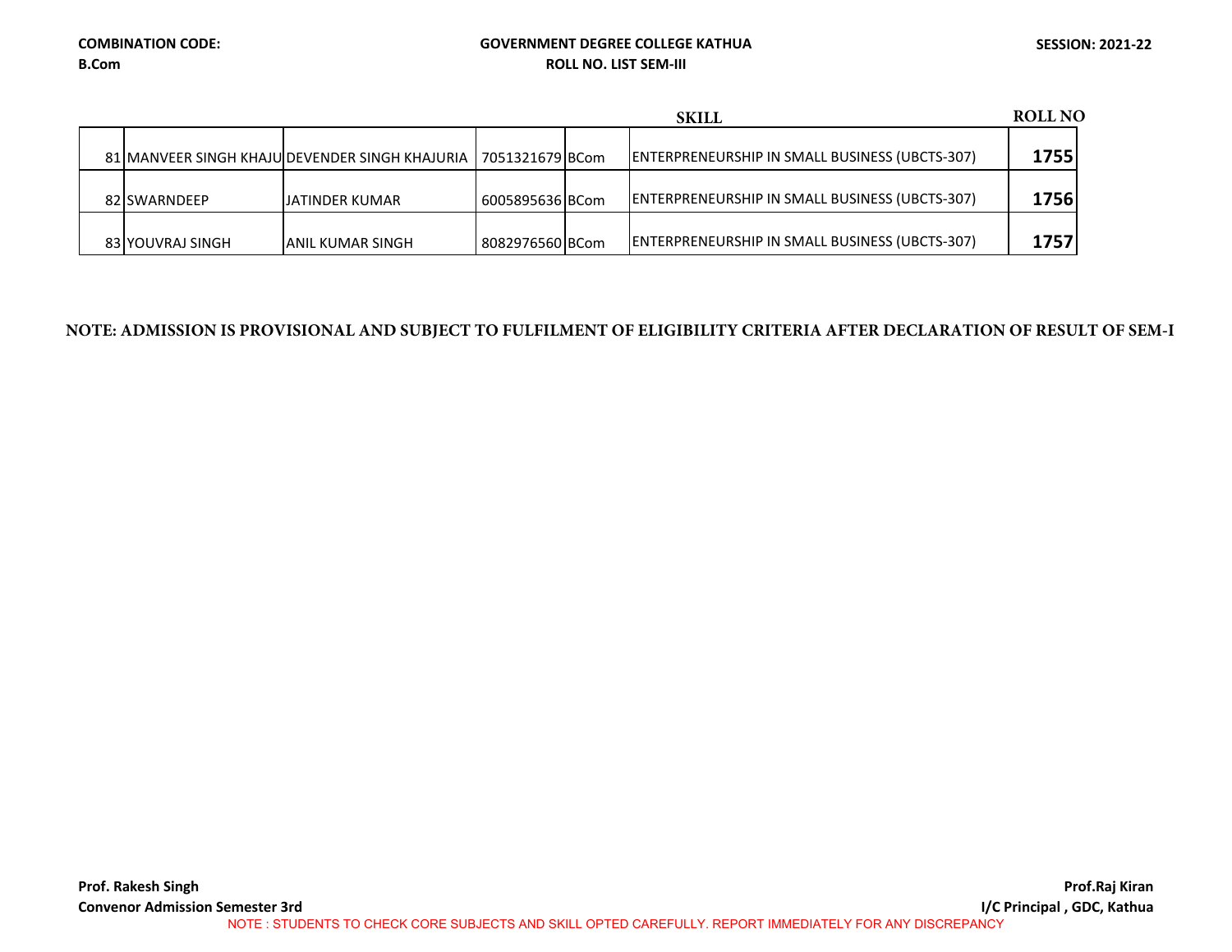**COMBINATION CODE:**
**B.Com**

**GOVERNMENT DEGREE COLLEGE KATHUA**
**ROLL NO. LIST SEM-III**

**SESSION: 2021-22**

| | | | | | SKILL | ROLL NO |
|---|---|---|---|---|---|---|
| 81 | MANVEER SINGH KHAJU | DEVENDER SINGH KHAJURIA | 7051321679 | BCom | ENTERPRENEURSHIP IN SMALL BUSINESS (UBCTS-307) | **1755** |
| 82 | SWARNDEEP | JATINDER KUMAR | 6005895636 | BCom | ENTERPRENEURSHIP IN SMALL BUSINESS (UBCTS-307) | **1756** |
| 83 | YOUVRAJ SINGH | ANIL KUMAR SINGH | 8082976560 | BCom | ENTERPRENEURSHIP IN SMALL BUSINESS (UBCTS-307) | **1757** |

**NOTE: ADMISSION IS PROVISIONAL AND SUBJECT TO FULFILMENT OF ELIGIBILITY CRITERIA AFTER DECLARATION OF RESULT OF SEM-I**

**Prof. Rakesh Singh**
**Convenor Admission Semester 3rd**

**Prof.Raj Kiran**
**I/C Principal , GDC, Kathua**

NOTE : STUDENTS TO CHECK CORE SUBJECTS AND SKILL OPTED CAREFULLY. REPORT IMMEDIATELY FOR ANY DISCREPANCY